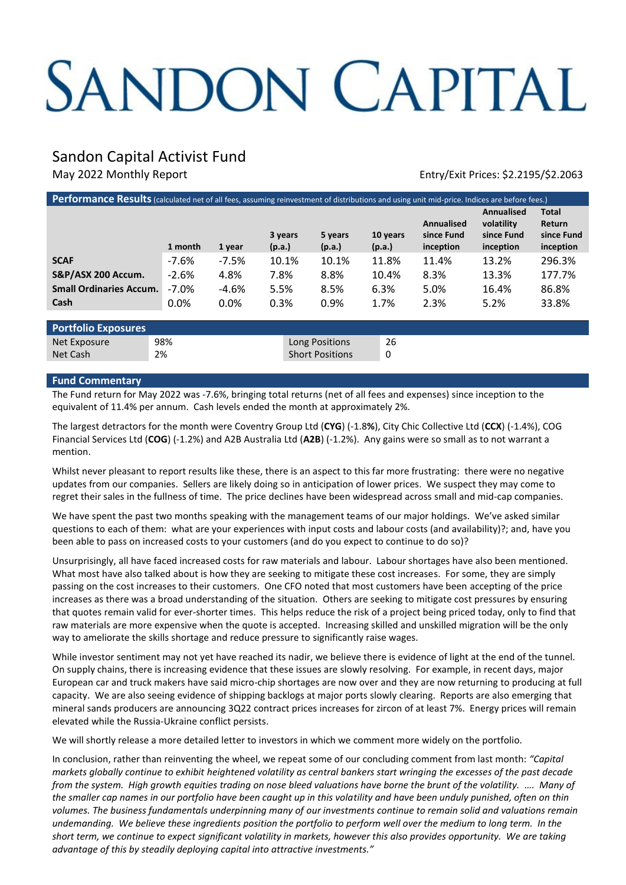# SANDON CAPITAL

## Sandon Capital Activist Fund

May 2022 Monthly Report

Entry/Exit Prices: $2.2195/$2.2063

**Performance Results** (calculated net of all fees, assuming reinvestment of distributions and using unit mid-price. Indices are before fees.)

| | 1 month | 1 year | 3 years (p.a.) | 5 years (p.a.) | 10 years (p.a.) | Annualised since Fund inception | Annualised volatility since Fund inception | Total Return since Fund inception |
|---|---|---|---|---|---|---|---|---|
| **SCAF** | -7.6% | -7.5% | 10.1% | 10.1% | 11.8% | 11.4% | 13.2% | 296.3% |
| **S&P/ASX 200 Accum.** | -2.6% | 4.8% | 7.8% | 8.8% | 10.4% | 8.3% | 13.3% | 177.7% |
| **Small Ordinaries Accum.** | -7.0% | -4.6% | 5.5% | 8.5% | 6.3% | 5.0% | 16.4% | 86.8% |
| **Cash** | 0.0% | 0.0% | 0.3% | 0.9% | 1.7% | 2.3% | 5.2% | 33.8% |

**Portfolio Exposures**

| | | | |
|---|---|---|---|
| Net Exposure | 98% | Long Positions | 26 |
| Net Cash | 2% | Short Positions | 0 |

**Fund Commentary**

The Fund return for May 2022 was -7.6%, bringing total returns (net of all fees and expenses) since inception to the equivalent of 11.4% per annum. Cash levels ended the month at approximately 2%.

The largest detractors for the month were Coventry Group Ltd (**CYG**) (-1.8%), City Chic Collective Ltd (**CCX**) (-1.4%), COG Financial Services Ltd (**COG**) (-1.2%) and A2B Australia Ltd (**A2B**) (-1.2%). Any gains were so small as to not warrant a mention.

Whilst never pleasant to report results like these, there is an aspect to this far more frustrating: there were no negative updates from our companies. Sellers are likely doing so in anticipation of lower prices. We suspect they may come to regret their sales in the fullness of time. The price declines have been widespread across small and mid-cap companies.

We have spent the past two months speaking with the management teams of our major holdings. We've asked similar questions to each of them: what are your experiences with input costs and labour costs (and availability)?; and, have you been able to pass on increased costs to your customers (and do you expect to continue to do so)?

Unsurprisingly, all have faced increased costs for raw materials and labour. Labour shortages have also been mentioned. What most have also talked about is how they are seeking to mitigate these cost increases. For some, they are simply passing on the cost increases to their customers. One CFO noted that most customers have been accepting of the price increases as there was a broad understanding of the situation. Others are seeking to mitigate cost pressures by ensuring that quotes remain valid for ever-shorter times. This helps reduce the risk of a project being priced today, only to find that raw materials are more expensive when the quote is accepted. Increasing skilled and unskilled migration will be the only way to ameliorate the skills shortage and reduce pressure to significantly raise wages.

While investor sentiment may not yet have reached its nadir, we believe there is evidence of light at the end of the tunnel. On supply chains, there is increasing evidence that these issues are slowly resolving. For example, in recent days, major European car and truck makers have said micro-chip shortages are now over and they are now returning to producing at full capacity. We are also seeing evidence of shipping backlogs at major ports slowly clearing. Reports are also emerging that mineral sands producers are announcing 3Q22 contract prices increases for zircon of at least 7%. Energy prices will remain elevated while the Russia-Ukraine conflict persists.

We will shortly release a more detailed letter to investors in which we comment more widely on the portfolio.

In conclusion, rather than reinventing the wheel, we repeat some of our concluding comment from last month: *"Capital markets globally continue to exhibit heightened volatility as central bankers start wringing the excesses of the past decade from the system. High growth equities trading on nose bleed valuations have borne the brunt of the volatility. …. Many of the smaller cap names in our portfolio have been caught up in this volatility and have been unduly punished, often on thin volumes. The business fundamentals underpinning many of our investments continue to remain solid and valuations remain undemanding. We believe these ingredients position the portfolio to perform well over the medium to long term. In the short term, we continue to expect significant volatility in markets, however this also provides opportunity. We are taking advantage of this by steadily deploying capital into attractive investments."*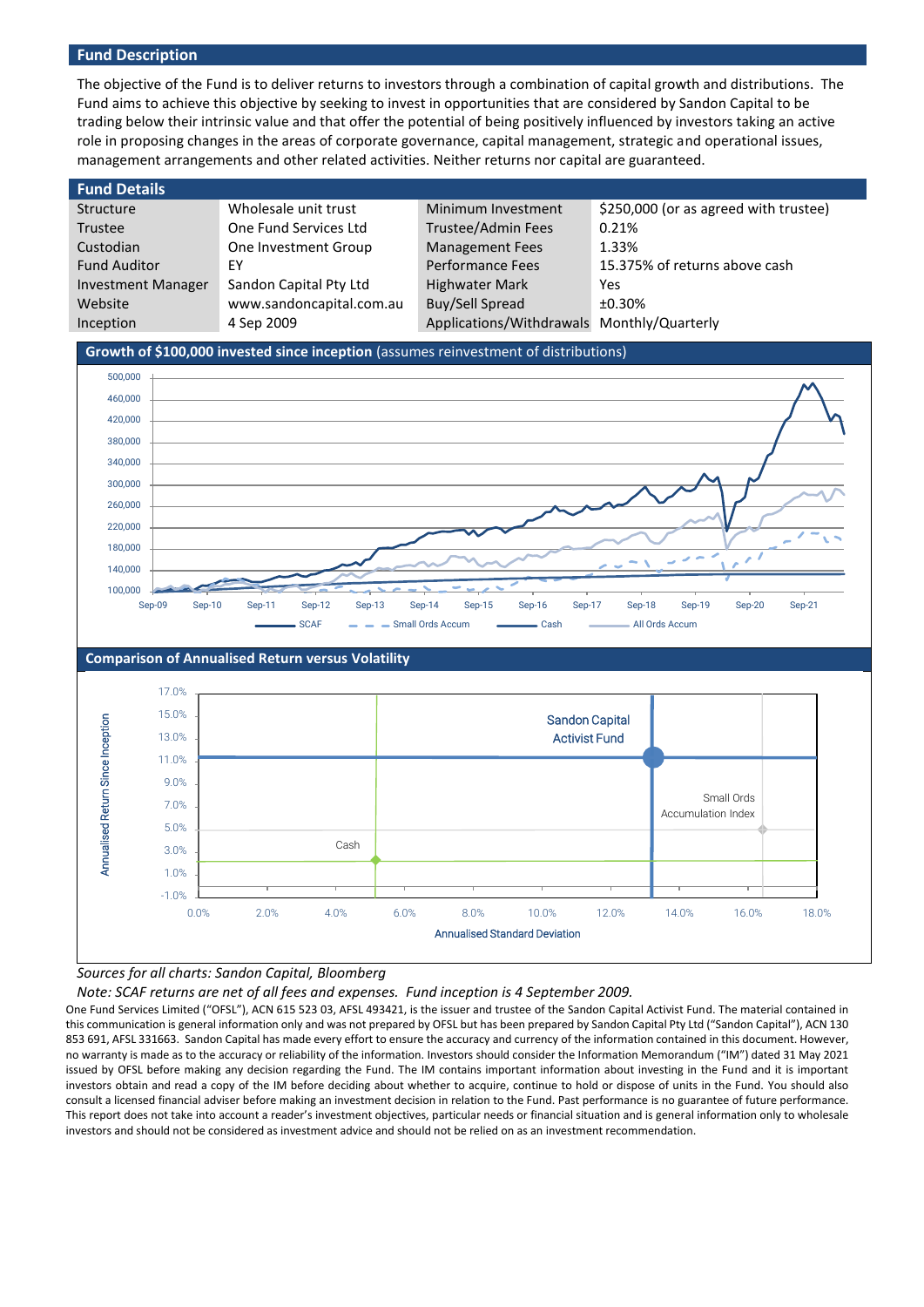## Fund Description

The objective of the Fund is to deliver returns to investors through a combination of capital growth and distributions. The Fund aims to achieve this objective by seeking to invest in opportunities that are considered by Sandon Capital to be trading below their intrinsic value and that offer the potential of being positively influenced by investors taking an active role in proposing changes in the areas of corporate governance, capital management, strategic and operational issues, management arrangements and other related activities. Neither returns nor capital are guaranteed.

## Fund Details

| | | | |
|---|---|---|---|
| Structure | Wholesale unit trust | Minimum Investment | $250,000 (or as agreed with trustee) |
| Trustee | One Fund Services Ltd | Trustee/Admin Fees | 0.21% |
| Custodian | One Investment Group | Management Fees | 1.33% |
| Fund Auditor | EY | Performance Fees | 15.375% of returns above cash |
| Investment Manager | Sandon Capital Pty Ltd | Highwater Mark | Yes |
| Website | www.sandoncapital.com.au | Buy/Sell Spread | ±0.30% |
| Inception | 4 Sep 2009 | Applications/Withdrawals | Monthly/Quarterly |

## Growth of $100,000 invested since inception (assumes reinvestment of distributions)

500,000
460,000
420,000
380,000
340,000
300,000
260,000
220,000
180,000
140,000
100,000

Sep-09 Sep-10 Sep-11 Sep-12 Sep-13 Sep-14 Sep-15 Sep-16 Sep-17 Sep-18 Sep-19 Sep-20 Sep-21

SCAF — Small Ords Accum — Cash — All Ords Accum

## Comparison of Annualised Return versus Volatility

Annualised Return Since Inception

17.0%
15.0%
13.0%
11.0%
9.0%
7.0%
5.0%
3.0%
1.0%
-1.0%

0.0% 2.0% 4.0% 6.0% 8.0% 10.0% 12.0% 14.0% 16.0% 18.0%

Annualised Standard Deviation

Sandon Capital Activist Fund

Small Ords Accumulation Index

Cash

*Sources for all charts: Sandon Capital, Bloomberg*

*Note: SCAF returns are net of all fees and expenses. Fund inception is 4 September 2009.*

One Fund Services Limited ("OFSL"), ACN 615 523 03, AFSL 493421, is the issuer and trustee of the Sandon Capital Activist Fund. The material contained in this communication is general information only and was not prepared by OFSL but has been prepared by Sandon Capital Pty Ltd ("Sandon Capital"), ACN 130 853 691, AFSL 331663. Sandon Capital has made every effort to ensure the accuracy and currency of the information contained in this document. However, no warranty is made as to the accuracy or reliability of the information. Investors should consider the Information Memorandum ("IM") dated 31 May 2021 issued by OFSL before making any decision regarding the Fund. The IM contains important information about investing in the Fund and it is important investors obtain and read a copy of the IM before deciding about whether to acquire, continue to hold or dispose of units in the Fund. You should also consult a licensed financial adviser before making an investment decision in relation to the Fund. Past performance is no guarantee of future performance. This report does not take into account a reader's investment objectives, particular needs or financial situation and is general information only to wholesale investors and should not be considered as investment advice and should not be relied on as an investment recommendation.